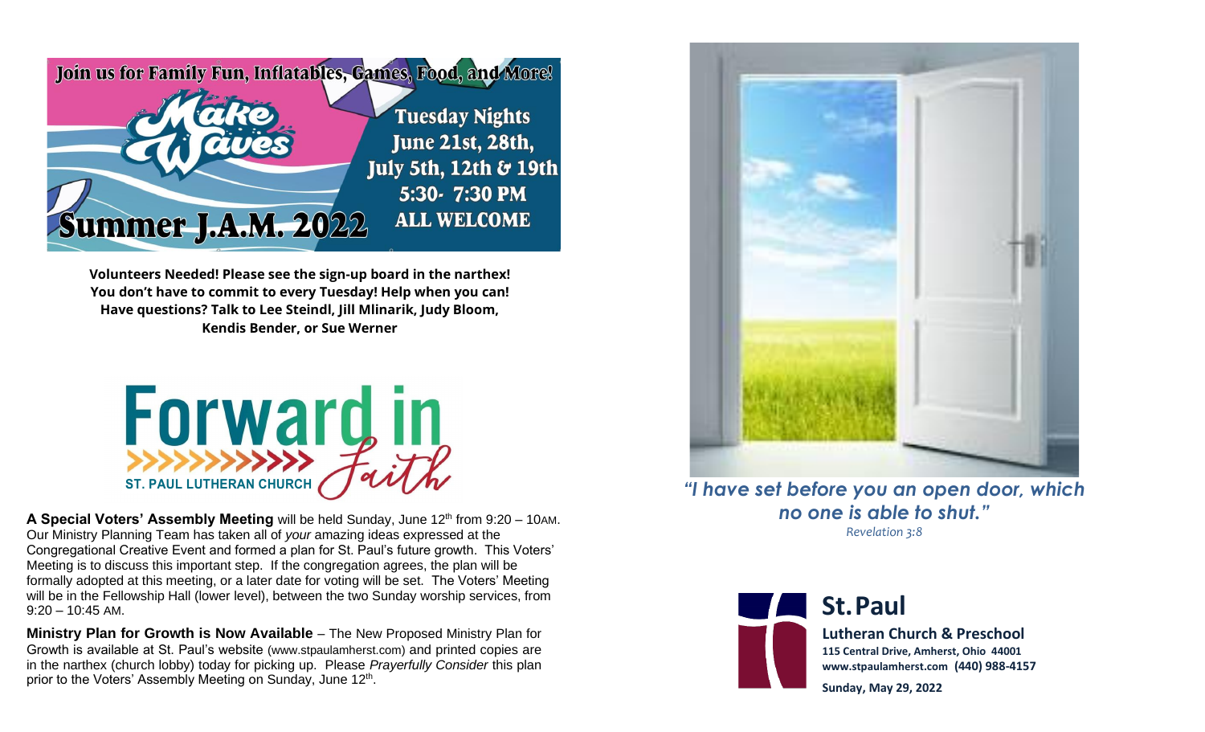Join us for Family Fun, Inflatables, Games, Food, and More!

# Make Waves

## Summer J.A.M. 2022

**Tuesday Nights**
**June 21st, 28th, July 5th, 12th & 19th**
**5:30- 7:30 PM**
**ALL WELCOME**

**Volunteers Needed! Please see the sign-up board in the narthex! You don't have to commit to every Tuesday! Help when you can! Have questions? Talk to Lee Steindl, Jill Mlinarik, Judy Bloom, Kendis Bender, or Sue Werner**

## Forward in Faith

ST. PAUL LUTHERAN CHURCH

**A Special Voters' Assembly Meeting** will be held Sunday, June 12th from 9:20 – 10AM. Our Ministry Planning Team has taken all of *your* amazing ideas expressed at the Congregational Creative Event and formed a plan for St. Paul's future growth. This Voters' Meeting is to discuss this important step. If the congregation agrees, the plan will be formally adopted at this meeting, or a later date for voting will be set. The Voters' Meeting will be in the Fellowship Hall (lower level), between the two Sunday worship services, from 9:20 – 10:45 AM.

**Ministry Plan for Growth is Now Available** – The New Proposed Ministry Plan for Growth is available at St. Paul's website (www.stpaulamherst.com) and printed copies are in the narthex (church lobby) today for picking up. Please *Prayerfully Consider* this plan prior to the Voters' Assembly Meeting on Sunday, June 12th.

***"I have set before you an open door, which no one is able to shut."***
*Revelation 3:8*

# St. Paul

**Lutheran Church & Preschool**
**115 Central Drive, Amherst, Ohio 44001**
**www.stpaulamherst.com (440) 988-4157**

**Sunday, May 29, 2022**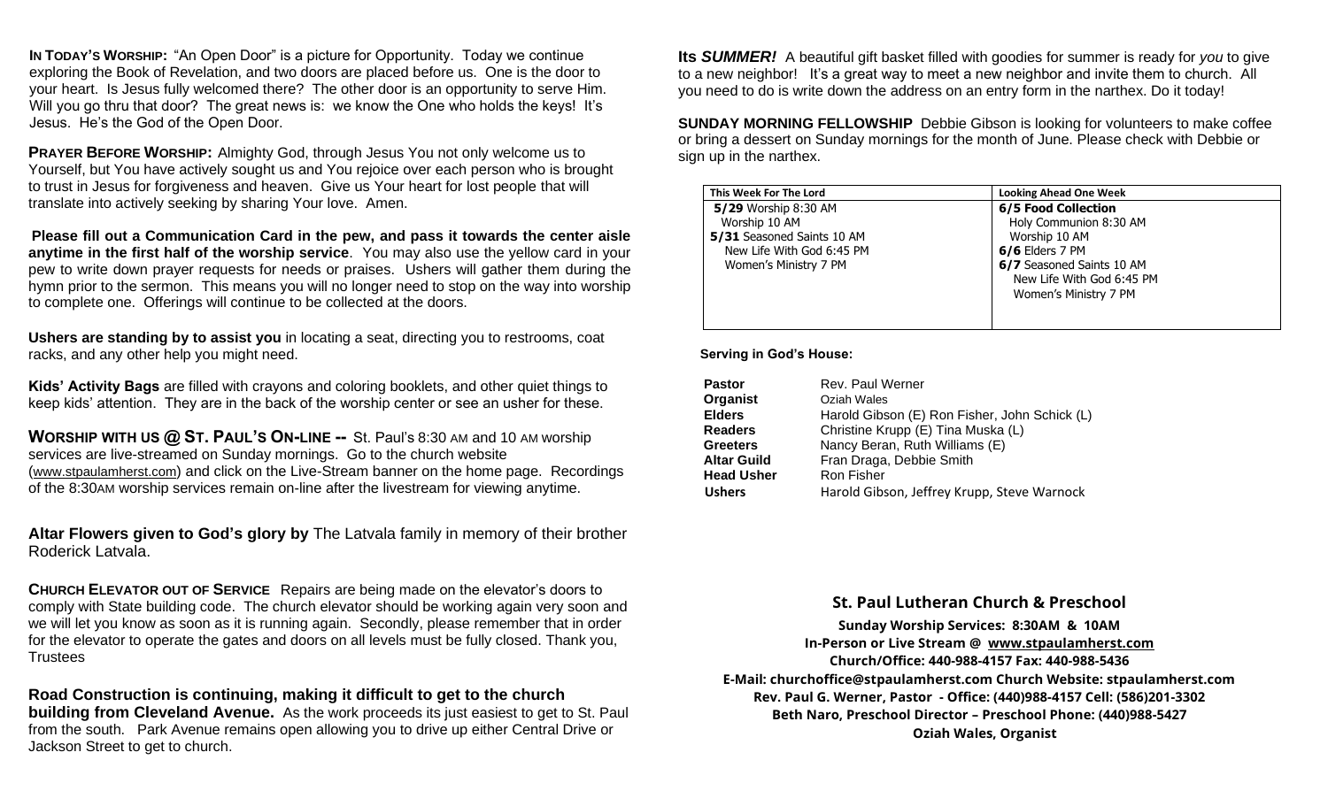**IN TODAY'S WORSHIP:** "An Open Door" is a picture for Opportunity. Today we continue exploring the Book of Revelation, and two doors are placed before us. One is the door to your heart. Is Jesus fully welcomed there? The other door is an opportunity to serve Him. Will you go thru that door? The great news is: we know the One who holds the keys! It's Jesus. He's the God of the Open Door.

**PRAYER BEFORE WORSHIP:** Almighty God, through Jesus You not only welcome us to Yourself, but You have actively sought us and You rejoice over each person who is brought to trust in Jesus for forgiveness and heaven. Give us Your heart for lost people that will translate into actively seeking by sharing Your love. Amen.

**Please fill out a Communication Card in the pew, and pass it towards the center aisle anytime in the first half of the worship service**. You may also use the yellow card in your pew to write down prayer requests for needs or praises. Ushers will gather them during the hymn prior to the sermon. This means you will no longer need to stop on the way into worship to complete one. Offerings will continue to be collected at the doors.

**Ushers are standing by to assist you** in locating a seat, directing you to restrooms, coat racks, and any other help you might need.

**Kids' Activity Bags** are filled with crayons and coloring booklets, and other quiet things to keep kids' attention. They are in the back of the worship center or see an usher for these.

**WORSHIP WITH US @ ST. PAUL'S ON-LINE --** St. Paul's 8:30 AM and 10 AM worship services are live-streamed on Sunday mornings. Go to the church website (www.stpaulamherst.com) and click on the Live-Stream banner on the home page. Recordings of the 8:30AM worship services remain on-line after the livestream for viewing anytime.

**Altar Flowers given to God's glory by** The Latvala family in memory of their brother Roderick Latvala.

**CHURCH ELEVATOR OUT OF SERVICE** Repairs are being made on the elevator's doors to comply with State building code. The church elevator should be working again very soon and we will let you know as soon as it is running again. Secondly, please remember that in order for the elevator to operate the gates and doors on all levels must be fully closed. Thank you, Trustees

**Road Construction is continuing, making it difficult to get to the church building from Cleveland Avenue.** As the work proceeds its just easiest to get to St. Paul from the south. Park Avenue remains open allowing you to drive up either Central Drive or Jackson Street to get to church.

**Its *SUMMER!*** A beautiful gift basket filled with goodies for summer is ready for *you* to give to a new neighbor! It's a great way to meet a new neighbor and invite them to church. All you need to do is write down the address on an entry form in the narthex. Do it today!

**SUNDAY MORNING FELLOWSHIP** Debbie Gibson is looking for volunteers to make coffee or bring a dessert on Sunday mornings for the month of June. Please check with Debbie or sign up in the narthex.

| This Week For The Lord | Looking Ahead One Week |
|---|---|
| **5/29** Worship 8:30 AM<br>Worship 10 AM<br>**5/31** Seasoned Saints 10 AM<br>New Life With God 6:45 PM<br>Women's Ministry 7 PM | **6/5 Food Collection**<br>Holy Communion 8:30 AM<br>Worship 10 AM<br>**6/6** Elders 7 PM<br>**6/7** Seasoned Saints 10 AM<br>New Life With God 6:45 PM<br>Women's Ministry 7 PM |

**Serving in God's House:**

| | |
|---|---|
| **Pastor** | Rev. Paul Werner |
| **Organist** | Oziah Wales |
| **Elders** | Harold Gibson (E) Ron Fisher, John Schick (L) |
| **Readers** | Christine Krupp (E) Tina Muska (L) |
| **Greeters** | Nancy Beran, Ruth Williams (E) |
| **Altar Guild** | Fran Draga, Debbie Smith |
| **Head Usher** | Ron Fisher |
| **Ushers** | Harold Gibson, Jeffrey Krupp, Steve Warnock |

## St. Paul Lutheran Church & Preschool

**Sunday Worship Services: 8:30AM & 10AM**
**In-Person or Live Stream @ www.stpaulamherst.com**
**Church/Office: 440-988-4157 Fax: 440-988-5436**
**E-Mail: churchoffice@stpaulamherst.com Church Website: stpaulamherst.com**
**Rev. Paul G. Werner, Pastor - Office: (440)988-4157 Cell: (586)201-3302**
**Beth Naro, Preschool Director – Preschool Phone: (440)988-5427**
**Oziah Wales, Organist**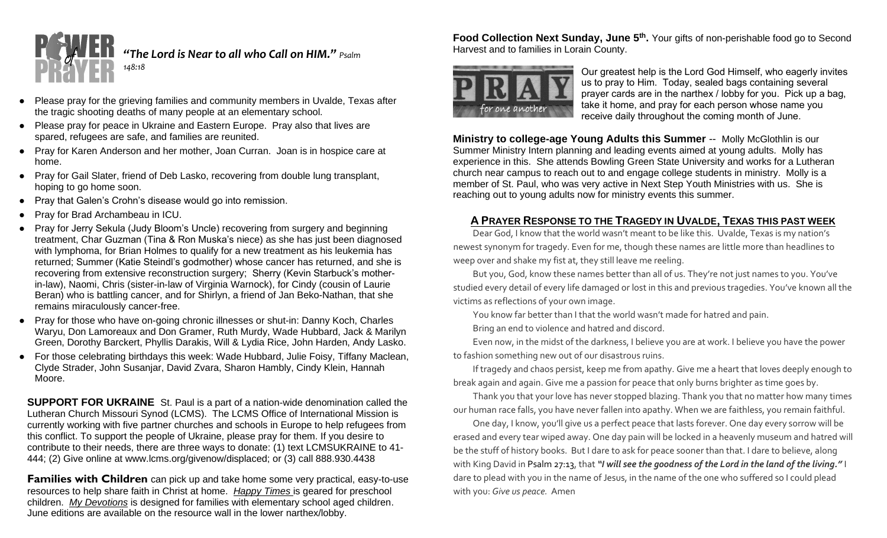## *"The Lord is Near to all who Call on HIM."* Psalm 148:18

- Please pray for the grieving families and community members in Uvalde, Texas after the tragic shooting deaths of many people at an elementary school.
- Please pray for peace in Ukraine and Eastern Europe. Pray also that lives are spared, refugees are safe, and families are reunited.
- Pray for Karen Anderson and her mother, Joan Curran. Joan is in hospice care at home.
- Pray for Gail Slater, friend of Deb Lasko, recovering from double lung transplant, hoping to go home soon.
- Pray that Galen's Crohn's disease would go into remission.
- Pray for Brad Archambeau in ICU.
- Pray for Jerry Sekula (Judy Bloom's Uncle) recovering from surgery and beginning treatment, Char Guzman (Tina & Ron Muska's niece) as she has just been diagnosed with lymphoma, for Brian Holmes to qualify for a new treatment as his leukemia has returned; Summer (Katie Steindl's godmother) whose cancer has returned, and she is recovering from extensive reconstruction surgery; Sherry (Kevin Starbuck's mother-in-law), Naomi, Chris (sister-in-law of Virginia Warnock), for Cindy (cousin of Laurie Beran) who is battling cancer, and for Shirlyn, a friend of Jan Beko-Nathan, that she remains miraculously cancer-free.
- Pray for those who have on-going chronic illnesses or shut-in: Danny Koch, Charles Waryu, Don Lamoreaux and Don Gramer, Ruth Murdy, Wade Hubbard, Jack & Marilyn Green, Dorothy Barckert, Phyllis Darakis, Will & Lydia Rice, John Harden, Andy Lasko.
- For those celebrating birthdays this week: Wade Hubbard, Julie Foisy, Tiffany Maclean, Clyde Strader, John Susanjar, David Zvara, Sharon Hambly, Cindy Klein, Hannah Moore.

**SUPPORT FOR UKRAINE** St. Paul is a part of a nation-wide denomination called the Lutheran Church Missouri Synod (LCMS). The LCMS Office of International Mission is currently working with five partner churches and schools in Europe to help refugees from this conflict. To support the people of Ukraine, please pray for them. If you desire to contribute to their needs, there are three ways to donate: (1) text LCMSUKRAINE to 41-444; (2) Give online at www.lcms.org/givenow/displaced; or (3) call 888.930.4438

**Families with Children** can pick up and take home some very practical, easy-to-use resources to help share faith in Christ at home. *Happy Times* is geared for preschool children. *My Devotions* is designed for families with elementary school aged children. June editions are available on the resource wall in the lower narthex/lobby.

**Food Collection Next Sunday, June 5th.** Your gifts of non-perishable food go to Second Harvest and to families in Lorain County.

PRAY for one another

Our greatest help is the Lord God Himself, who eagerly invites us to pray to Him. Today, sealed bags containing several prayer cards are in the narthex / lobby for you. Pick up a bag, take it home, and pray for each person whose name you receive daily throughout the coming month of June.

**Ministry to college-age Young Adults this Summer** -- Molly McGlothlin is our Summer Ministry Intern planning and leading events aimed at young adults. Molly has experience in this. She attends Bowling Green State University and works for a Lutheran church near campus to reach out to and engage college students in ministry. Molly is a member of St. Paul, who was very active in Next Step Youth Ministries with us. She is reaching out to young adults now for ministry events this summer.

## A Prayer Response to the Tragedy in Uvalde, Texas this past week

Dear God, I know that the world wasn't meant to be like this. Uvalde, Texas is my nation's newest synonym for tragedy. Even for me, though these names are little more than headlines to weep over and shake my fist at, they still leave me reeling.

But you, God, know these names better than all of us. They're not just names to you. You've studied every detail of every life damaged or lost in this and previous tragedies. You've known all the victims as reflections of your own image.

You know far better than I that the world wasn't made for hatred and pain.

Bring an end to violence and hatred and discord.

Even now, in the midst of the darkness, I believe you are at work. I believe you have the power to fashion something new out of our disastrous ruins.

If tragedy and chaos persist, keep me from apathy. Give me a heart that loves deeply enough to break again and again. Give me a passion for peace that only burns brighter as time goes by.

Thank you that your love has never stopped blazing. Thank you that no matter how many times our human race falls, you have never fallen into apathy. When we are faithless, you remain faithful.

One day, I know, you'll give us a perfect peace that lasts forever. One day every sorrow will be erased and every tear wiped away. One day pain will be locked in a heavenly museum and hatred will be the stuff of history books. But I dare to ask for peace sooner than that. I dare to believe, along with King David in Psalm 27:13, that ***"I will see the goodness of the Lord in the land of the living."*** I dare to plead with you in the name of Jesus, in the name of the one who suffered so I could plead with you: *Give us peace.* Amen